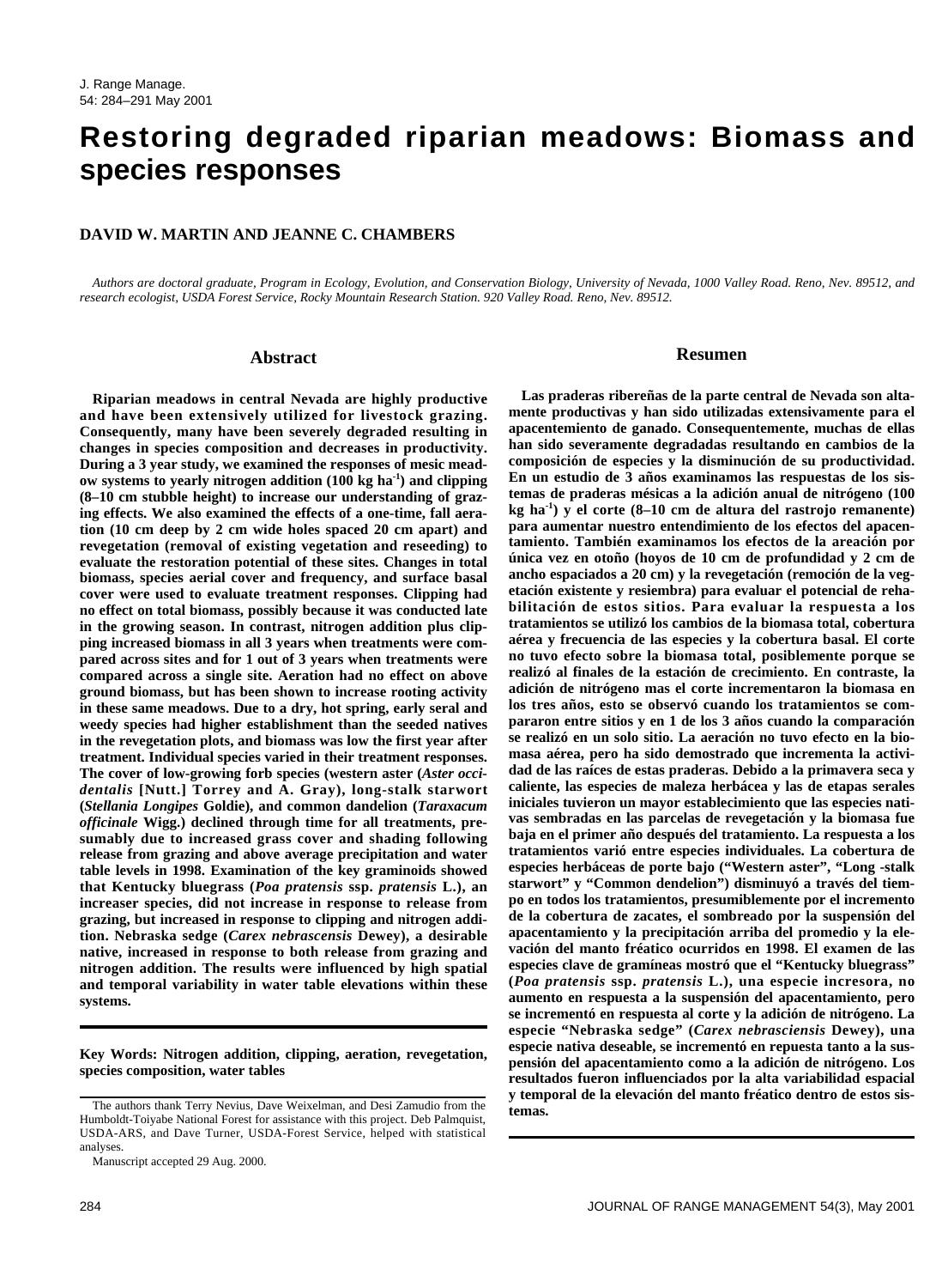# Restoring degraded riparian meadows: Biomass and species responses

**DAVID W. MARTIN AND JEANNE C. CHAMBERS**

*Authors are doctoral graduate, Program in Ecology, Evolution, and Conservation Biology, University of Nevada, 1000 Valley Road. Reno, Nev. 89512, and research ecologist, USDA Forest Service, Rocky Mountain Research Station. 920 Valley Road. Reno, Nev. 89512.*

## Abstract

**Riparian meadows in central Nevada are highly productive and have been extensively utilized for livestock grazing. Consequently, many have been severely degraded resulting in changes in species composition and decreases in productivity. During a 3 year study, we examined the responses of mesic meadow systems to yearly nitrogen addition (100 kg ha$^{-1}$) and clipping (8–10 cm stubble height) to increase our understanding of grazing effects. We also examined the effects of a one-time, fall aeration (10 cm deep by 2 cm wide holes spaced 20 cm apart) and revegetation (removal of existing vegetation and reseeding) to evaluate the restoration potential of these sites. Changes in total biomass, species aerial cover and frequency, and surface basal cover were used to evaluate treatment responses. Clipping had no effect on total biomass, possibly because it was conducted late in the growing season. In contrast, nitrogen addition plus clipping increased biomass in all 3 years when treatments were compared across sites and for 1 out of 3 years when treatments were compared across a single site. Aeration had no effect on above ground biomass, but has been shown to increase rooting activity in these same meadows. Due to a dry, hot spring, early seral and weedy species had higher establishment than the seeded natives in the revegetation plots, and biomass was low the first year after treatment. Individual species varied in their treatment responses. The cover of low-growing forb species (western aster (*Aster occidentalis* [Nutt.] Torrey and A. Gray), long-stalk starwort (*Stellania Longipes* Goldie), and common dandelion (*Taraxacum officinale* Wigg.) declined through time for all treatments, presumably due to increased grass cover and shading following release from grazing and above average precipitation and water table levels in 1998. Examination of the key graminoids showed that Kentucky bluegrass (*Poa pratensis* ssp. *pratensis* L.), an increaser species, did not increase in response to release from grazing, but increased in response to clipping and nitrogen addition. Nebraska sedge (*Carex nebrascensis* Dewey), a desirable native, increased in response to both release from grazing and nitrogen addition. The results were influenced by high spatial and temporal variability in water table elevations within these systems.**

**Key Words: Nitrogen addition, clipping, aeration, revegetation, species composition, water tables**

The authors thank Terry Nevius, Dave Weixelman, and Desi Zamudio from the Humboldt-Toiyabe National Forest for assistance with this project. Deb Palmquist, USDA-ARS, and Dave Turner, USDA-Forest Service, helped with statistical analyses.

Manuscript accepted 29 Aug. 2000.

## Resumen

**Las praderas ribereñas de la parte central de Nevada son altamente productivas y han sido utilizadas extensivamente para el apacentemiento de ganado. Consequentemente, muchas de ellas han sido severamente degradadas resultando en cambios de la composición de especies y la disminución de su productividad. En un estudio de 3 años examinamos las respuestas de los sistemas de praderas mésicas a la adición anual de nitrógeno (100 kg ha$^{-1}$) y el corte (8–10 cm de altura del rastrojo remanente) para aumentar nuestro entendimiento de los efectos del apacentamiento. También examinamos los efectos de la areación por única vez en otoño (hoyos de 10 cm de profundidad y 2 cm de ancho espaciados a 20 cm) y la revegetación (remoción de la vegetación existente y resiembra) para evaluar el potencial de rehabilitación de estos sitios. Para evaluar la respuesta a los tratamientos se utilizó los cambios de la biomasa total, cobertura aérea y frecuencia de las especies y la cobertura basal. El corte no tuvo efecto sobre la biomasa total, posiblemente porque se realizó al finales de la estación de crecimiento. En contraste, la adición de nitrógeno mas el corte incrementaron la biomasa en los tres años, esto se observó cuando los tratamientos se compararon entre sitios y en 1 de los 3 años cuando la comparación se realizó en un solo sitio. La aeración no tuvo efecto en la biomasa aérea, pero ha sido demostrado que incrementa la actividad de las raíces de estas praderas. Debido a la primavera seca y caliente, las especies de maleza herbácea y las de etapas serales iniciales tuvieron un mayor establecimiento que las especies nativas sembradas en las parcelas de revegetación y la biomasa fue baja en el primer año después del tratamiento. La respuesta a los tratamientos varió entre especies individuales. La cobertura de especies herbáceas de porte bajo ("Western aster", "Long -stalk starwort" y "Common dendelion") disminuyó a través del tiempo en todos los tratamientos, presumiblemente por el incremento de la cobertura de zacates, el sombreado por la suspensión del apacentamiento y la precipitación arriba del promedio y la elevación del manto fréatico ocurridos en 1998. El examen de las especies clave de gramíneas mostró que el "Kentucky bluegrass" (*Poa pratensis* ssp. *pratensis* L.), una especie incresora, no aumento en respuesta a la suspensión del apacentamiento, pero se incrementó en respuesta al corte y la adición de nitrógeno. La especie "Nebraska sedge" (*Carex nebrasciensis* Dewey), una especie nativa deseable, se incrementó en repuesta tanto a la suspensión del apacentamiento como a la adición de nitrógeno. Los resultados fueron influenciados por la alta variabilidad espacial y temporal de la elevación del manto fréatico dentro de estos sistemas.**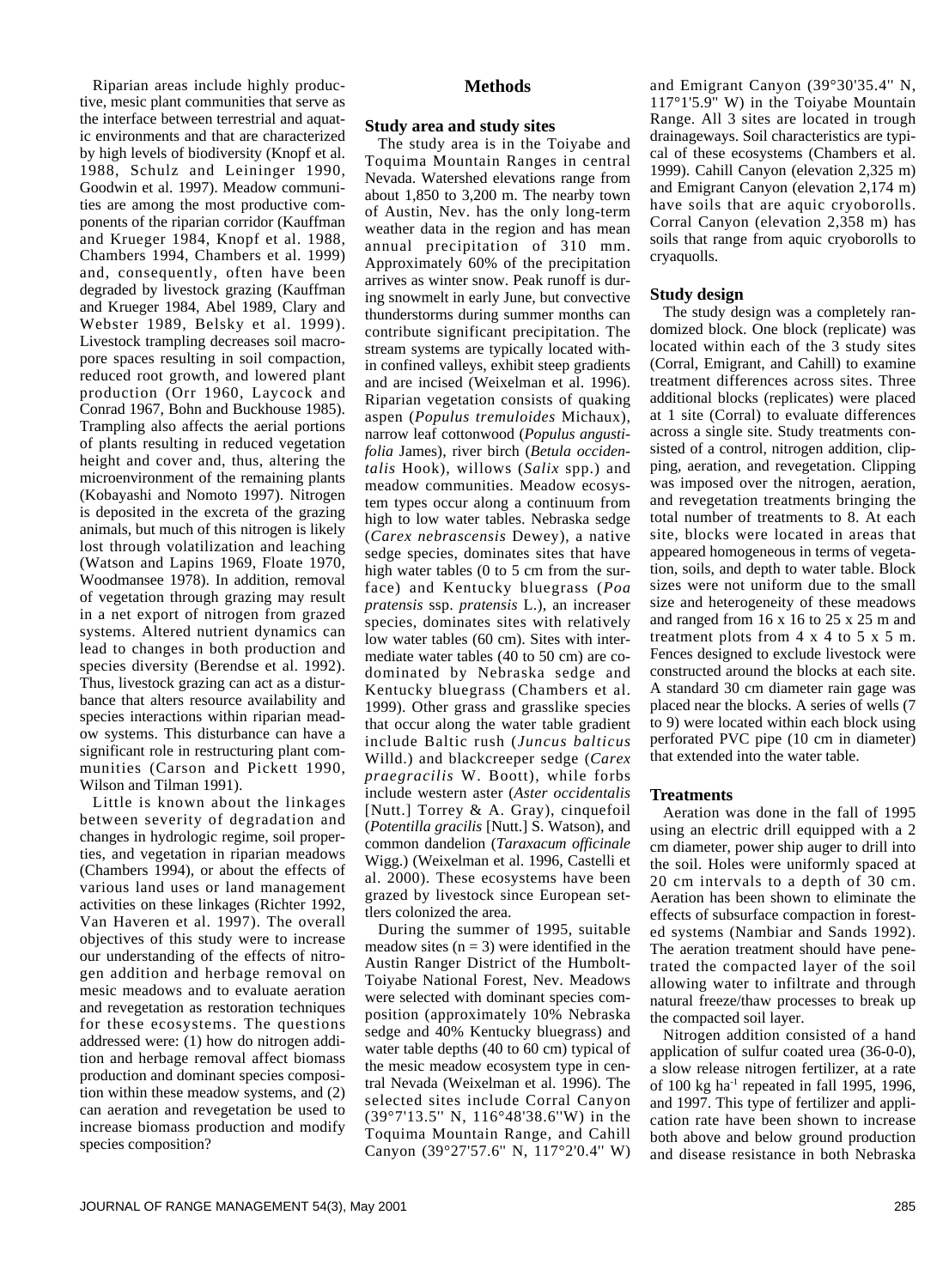Riparian areas include highly productive, mesic plant communities that serve as the interface between terrestrial and aquatic environments and that are characterized by high levels of biodiversity (Knopf et al. 1988, Schulz and Leininger 1990, Goodwin et al. 1997). Meadow communities are among the most productive components of the riparian corridor (Kauffman and Krueger 1984, Knopf et al. 1988, Chambers 1994, Chambers et al. 1999) and, consequently, often have been degraded by livestock grazing (Kauffman and Krueger 1984, Abel 1989, Clary and Webster 1989, Belsky et al. 1999). Livestock trampling decreases soil macropore spaces resulting in soil compaction, reduced root growth, and lowered plant production (Orr 1960, Laycock and Conrad 1967, Bohn and Buckhouse 1985). Trampling also affects the aerial portions of plants resulting in reduced vegetation height and cover and, thus, altering the microenvironment of the remaining plants (Kobayashi and Nomoto 1997). Nitrogen is deposited in the excreta of the grazing animals, but much of this nitrogen is likely lost through volatilization and leaching (Watson and Lapins 1969, Floate 1970, Woodmansee 1978). In addition, removal of vegetation through grazing may result in a net export of nitrogen from grazed systems. Altered nutrient dynamics can lead to changes in both production and species diversity (Berendse et al. 1992). Thus, livestock grazing can act as a disturbance that alters resource availability and species interactions within riparian meadow systems. This disturbance can have a significant role in restructuring plant communities (Carson and Pickett 1990, Wilson and Tilman 1991).

Little is known about the linkages between severity of degradation and changes in hydrologic regime, soil properties, and vegetation in riparian meadows (Chambers 1994), or about the effects of various land uses or land management activities on these linkages (Richter 1992, Van Haveren et al. 1997). The overall objectives of this study were to increase our understanding of the effects of nitrogen addition and herbage removal on mesic meadows and to evaluate aeration and revegetation as restoration techniques for these ecosystems. The questions addressed were: (1) how do nitrogen addition and herbage removal affect biomass production and dominant species composition within these meadow systems, and (2) can aeration and revegetation be used to increase biomass production and modify species composition?

## Methods

### Study area and study sites

The study area is in the Toiyabe and Toquima Mountain Ranges in central Nevada. Watershed elevations range from about 1,850 to 3,200 m. The nearby town of Austin, Nev. has the only long-term weather data in the region and has mean annual precipitation of 310 mm. Approximately 60% of the precipitation arrives as winter snow. Peak runoff is during snowmelt in early June, but convective thunderstorms during summer months can contribute significant precipitation. The stream systems are typically located within confined valleys, exhibit steep gradients and are incised (Weixelman et al. 1996). Riparian vegetation consists of quaking aspen (*Populus tremuloides* Michaux), narrow leaf cottonwood (*Populus angustifolia* James), river birch (*Betula occidentalis* Hook), willows (*Salix* spp.) and meadow communities. Meadow ecosystem types occur along a continuum from high to low water tables. Nebraska sedge (*Carex nebrascensis* Dewey), a native sedge species, dominates sites that have high water tables (0 to 5 cm from the surface) and Kentucky bluegrass (*Poa pratensis* ssp. *pratensis* L.), an increaser species, dominates sites with relatively low water tables (60 cm). Sites with intermediate water tables (40 to 50 cm) are co-dominated by Nebraska sedge and Kentucky bluegrass (Chambers et al. 1999). Other grass and grasslike species that occur along the water table gradient include Baltic rush (*Juncus balticus* Willd.) and blackcreeper sedge (*Carex praegracilis* W. Boott), while forbs include western aster (*Aster occidentalis* [Nutt.] Torrey & A. Gray), cinquefoil (*Potentilla gracilis* [Nutt.] S. Watson), and common dandelion (*Taraxacum officinale* Wigg.) (Weixelman et al. 1996, Castelli et al. 2000). These ecosystems have been grazed by livestock since European settlers colonized the area.

During the summer of 1995, suitable meadow sites ($n = 3$) were identified in the Austin Ranger District of the Humboldt-Toiyabe National Forest, Nev. Meadows were selected with dominant species composition (approximately 10% Nebraska sedge and 40% Kentucky bluegrass) and water table depths (40 to 60 cm) typical of the mesic meadow ecosystem type in central Nevada (Weixelman et al. 1996). The selected sites include Corral Canyon (39°7'13.5'' N, 116°48'38.6''W) in the Toquima Mountain Range, and Cahill Canyon (39°27'57.6" N, 117°2'0.4" W) and Emigrant Canyon (39°30'35.4" N, 117°1'5.9" W) in the Toiyabe Mountain Range. All 3 sites are located in trough drainageways. Soil characteristics are typical of these ecosystems (Chambers et al. 1999). Cahill Canyon (elevation 2,325 m) and Emigrant Canyon (elevation 2,174 m) have soils that are aquic cryoborolls. Corral Canyon (elevation 2,358 m) has soils that range from aquic cryoborolls to cryaquolls.

### Study design

The study design was a completely randomized block. One block (replicate) was located within each of the 3 study sites (Corral, Emigrant, and Cahill) to examine treatment differences across sites. Three additional blocks (replicates) were placed at 1 site (Corral) to evaluate differences across a single site. Study treatments consisted of a control, nitrogen addition, clipping, aeration, and revegetation. Clipping was imposed over the nitrogen, aeration, and revegetation treatments bringing the total number of treatments to 8. At each site, blocks were located in areas that appeared homogeneous in terms of vegetation, soils, and depth to water table. Block sizes were not uniform due to the small size and heterogeneity of these meadows and ranged from 16 x 16 to 25 x 25 m and treatment plots from 4 x 4 to 5 x 5 m. Fences designed to exclude livestock were constructed around the blocks at each site. A standard 30 cm diameter rain gage was placed near the blocks. A series of wells (7 to 9) were located within each block using perforated PVC pipe (10 cm in diameter) that extended into the water table.

### Treatments

Aeration was done in the fall of 1995 using an electric drill equipped with a 2 cm diameter, power ship auger to drill into the soil. Holes were uniformly spaced at 20 cm intervals to a depth of 30 cm. Aeration has been shown to eliminate the effects of subsurface compaction in forested systems (Nambiar and Sands 1992). The aeration treatment should have penetrated the compacted layer of the soil allowing water to infiltrate and through natural freeze/thaw processes to break up the compacted soil layer.

Nitrogen addition consisted of a hand application of sulfur coated urea (36-0-0), a slow release nitrogen fertilizer, at a rate of 100 kg ha$^{-1}$ repeated in fall 1995, 1996, and 1997. This type of fertilizer and application rate have been shown to increase both above and below ground production and disease resistance in both Nebraska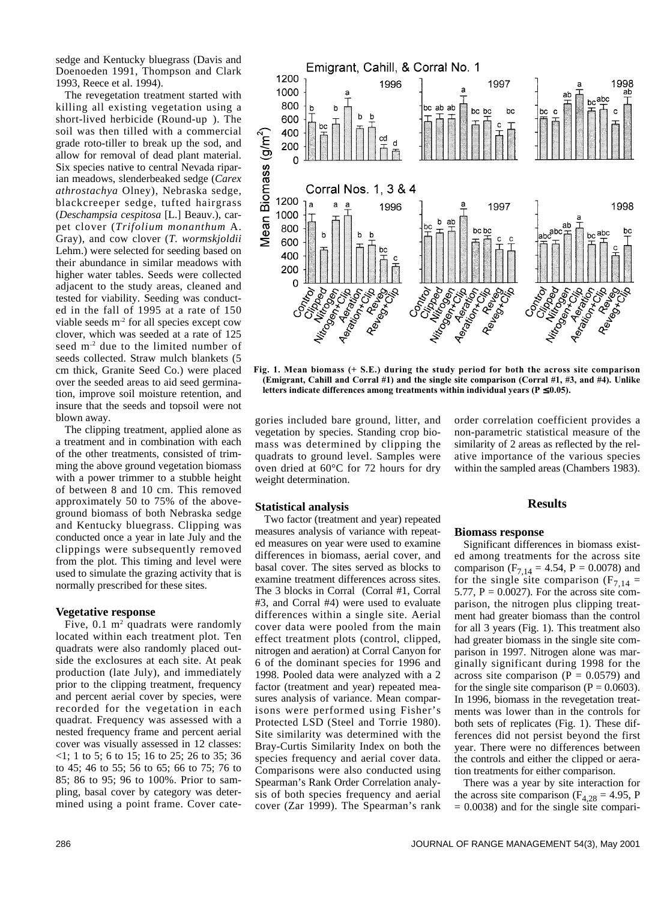sedge and Kentucky bluegrass (Davis and Doenoeden 1991, Thompson and Clark 1993, Reece et al. 1994).

The revegetation treatment started with killing all existing vegetation using a short-lived herbicide (Round-up ). The soil was then tilled with a commercial grade roto-tiller to break up the sod, and allow for removal of dead plant material. Six species native to central Nevada riparian meadows, slenderbeaked sedge (*Carex athrostachya* Olney), Nebraska sedge, blackcreeper sedge, tufted hairgrass (*Deschampsia cespitosa* [L.] Beauv.), carpet clover (*Trifolium monanthum* A. Gray), and cow clover (*T. wormskjoldii* Lehm.) were selected for seeding based on their abundance in similar meadows with higher water tables. Seeds were collected adjacent to the study areas, cleaned and tested for viability. Seeding was conducted in the fall of 1995 at a rate of 150 viable seeds $m^{-2}$ for all species except cow clover, which was seeded at a rate of 125 seed $m^{-2}$ due to the limited number of seeds collected. Straw mulch blankets (5 cm thick, Granite Seed Co.) were placed over the seeded areas to aid seed germination, improve soil moisture retention, and insure that the seeds and topsoil were not blown away.

The clipping treatment, applied alone as a treatment and in combination with each of the other treatments, consisted of trimming the above ground vegetation biomass with a power trimmer to a stubble height of between 8 and 10 cm. This removed approximately 50 to 75% of the aboveground biomass of both Nebraska sedge and Kentucky bluegrass. Clipping was conducted once a year in late July and the clippings were subsequently removed from the plot. This timing and level were used to simulate the grazing activity that is normally prescribed for these sites.

### Vegetative response

Five, 0.1 $m^2$ quadrats were randomly located within each treatment plot. Ten quadrats were also randomly placed outside the exclosures at each site. At peak production (late July), and immediately prior to the clipping treatment, frequency and percent aerial cover by species, were recorded for the vegetation in each quadrat. Frequency was assessed with a nested frequency frame and percent aerial cover was visually assessed in 12 classes: <1; 1 to 5; 6 to 15; 16 to 25; 26 to 35; 36 to 45; 46 to 55; 56 to 65; 66 to 75; 76 to 85; 86 to 95; 96 to 100%. Prior to sampling, basal cover by category was determined using a point frame. Cover categories included bare ground, litter, and vegetation by species. Standing crop biomass was determined by clipping the quadrats to ground level. Samples were oven dried at 60°C for 72 hours for dry weight determination.

**Fig. 1. Mean biomass (+ S.E.) during the study period for both the across site comparison (Emigrant, Cahill and Corral #1) and the single site comparison (Corral #1, #3, and #4). Unlike letters indicate differences among treatments within individual years (P ≤0.05).**

### Statistical analysis

Two factor (treatment and year) repeated measures analysis of variance with repeated measures on year were used to examine differences in biomass, aerial cover, and basal cover. The sites served as blocks to examine treatment differences across sites. The 3 blocks in Corral (Corral #1, Corral #3, and Corral #4) were used to evaluate differences within a single site. Aerial cover data were pooled from the main effect treatment plots (control, clipped, nitrogen and aeration) at Corral Canyon for 6 of the dominant species for 1996 and 1998. Pooled data were analyzed with a 2 factor (treatment and year) repeated measures analysis of variance. Mean comparisons were performed using Fisher's Protected LSD (Steel and Torrie 1980). Site similarity was determined with the Bray-Curtis Similarity Index on both the species frequency and aerial cover data. Comparisons were also conducted using Spearman's Rank Order Correlation analysis of both species frequency and aerial cover (Zar 1999). The Spearman's rank order correlation coefficient provides a non-parametric statistical measure of the similarity of 2 areas as reflected by the relative importance of the various species within the sampled areas (Chambers 1983).

## Results

### Biomass response

Significant differences in biomass existed among treatments for the across site comparison ($F_{7,14}$ = 4.54, P = 0.0078) and for the single site comparison ($F_{7,14}$ = 5.77, P = 0.0027). For the across site comparison, the nitrogen plus clipping treatment had greater biomass than the control for all 3 years (Fig. 1). This treatment also had greater biomass in the single site comparison in 1997. Nitrogen alone was marginally significant during 1998 for the across site comparison (P = 0.0579) and for the single site comparison (P = 0.0603). In 1996, biomass in the revegetation treatments was lower than in the controls for both sets of replicates (Fig. 1). These differences did not persist beyond the first year. There were no differences between the controls and either the clipped or aeration treatments for either comparison.

There was a year by site interaction for the across site comparison ($F_{4,28}$ = 4.95, P = 0.0038) and for the single site compari-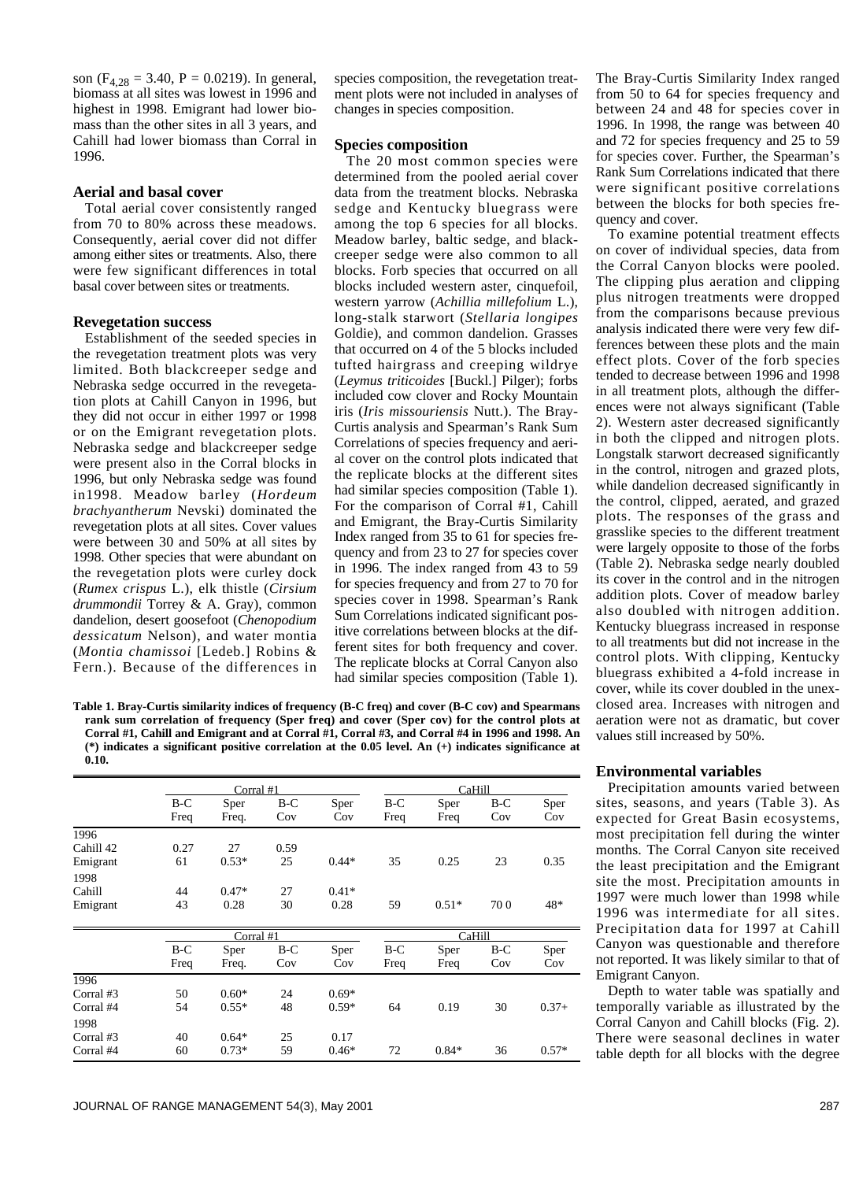son ($F_{4,28}$ = 3.40, P = 0.0219). In general, biomass at all sites was lowest in 1996 and highest in 1998. Emigrant had lower biomass than the other sites in all 3 years, and Cahill had lower biomass than Corral in 1996.

### Aerial and basal cover

Total aerial cover consistently ranged from 70 to 80% across these meadows. Consequently, aerial cover did not differ among either sites or treatments. Also, there were few significant differences in total basal cover between sites or treatments.

### Revegetation success

Establishment of the seeded species in the revegetation treatment plots was very limited. Both blackcreeper sedge and Nebraska sedge occurred in the revegetation plots at Cahill Canyon in 1996, but they did not occur in either 1997 or 1998 or on the Emigrant revegetation plots. Nebraska sedge and blackcreeper sedge were present also in the Corral blocks in 1996, but only Nebraska sedge was found in1998. Meadow barley (*Hordeum brachyantherum* Nevski) dominated the revegetation plots at all sites. Cover values were between 30 and 50% at all sites by 1998. Other species that were abundant on the revegetation plots were curley dock (*Rumex crispus* L.), elk thistle (*Cirsium drummondii* Torrey & A. Gray), common dandelion, desert goosefoot (*Chenopodium dessicatum* Nelson), and water montia (*Montia chamissoi* [Ledeb.] Robins & Fern.). Because of the differences in species composition, the revegetation treatment plots were not included in analyses of changes in species composition.

### Species composition

The 20 most common species were determined from the pooled aerial cover data from the treatment blocks. Nebraska sedge and Kentucky bluegrass were among the top 6 species for all blocks. Meadow barley, baltic sedge, and blackcreeper sedge were also common to all blocks. Forb species that occurred on all blocks included western aster, cinquefoil, western yarrow (*Achillia millefolium* L.), long-stalk starwort (*Stellaria longipes* Goldie), and common dandelion. Grasses that occurred on 4 of the 5 blocks included tufted hairgrass and creeping wildrye (*Leymus triticoides* [Buckl.] Pilger); forbs included cow clover and Rocky Mountain iris (*Iris missouriensis* Nutt.). The Bray-Curtis analysis and Spearman's Rank Sum Correlations of species frequency and aerial cover on the control plots indicated that the replicate blocks at the different sites had similar species composition (Table 1). For the comparison of Corral #1, Cahill and Emigrant, the Bray-Curtis Similarity Index ranged from 35 to 61 for species frequency and from 23 to 27 for species cover in 1996. The index ranged from 43 to 59 for species frequency and from 27 to 70 for species cover in 1998. Spearman's Rank Sum Correlations indicated significant positive correlations between blocks at the different sites for both frequency and cover. The replicate blocks at Corral Canyon also had similar species composition (Table 1).

**Table 1. Bray-Curtis similarity indices of frequency (B-C freq) and cover (B-C cov) and Spearmans rank sum correlation of frequency (Sper freq) and cover (Sper cov) for the control plots at Corral #1, Cahill and Emigrant and at Corral #1, Corral #3, and Corral #4 in 1996 and 1998. An (\*) indicates a significant positive correlation at the 0.05 level. An (+) indicates significance at 0.10.**

| | Corral #1 | | | | CaHill | | | |
|---|---|---|---|---|---|---|---|---|
| | B-C Freq | Sper Freq. | B-C Cov | Sper Cov | B-C Freq | Sper Freq | B-C Cov | Sper Cov |
| 1996 | | | | | | | | |
| Cahill 42 | 0.27 | 27 | 0.59 | | | | | |
| Emigrant | 61 | 0.53* | 25 | 0.44* | 35 | 0.25 | 23 | 0.35 |
| 1998 | | | | | | | | |
| Cahill | 44 | 0.47* | 27 | 0.41* | | | | |
| Emigrant | 43 | 0.28 | 30 | 0.28 | 59 | 0.51* | 70 0 | 48* |

| | Corral #1 | | | | CaHill | | | |
|---|---|---|---|---|---|---|---|---|
| | B-C Freq | Sper Freq. | B-C Cov | Sper Cov | B-C Freq | Sper Freq | B-C Cov | Sper Cov |
| 1996 | | | | | | | | |
| Corral #3 | 50 | 0.60* | 24 | 0.69* | | | | |
| Corral #4 | 54 | 0.55* | 48 | 0.59* | 64 | 0.19 | 30 | 0.37+ |
| 1998 | | | | | | | | |
| Corral #3 | 40 | 0.64* | 25 | 0.17 | | | | |
| Corral #4 | 60 | 0.73* | 59 | 0.46* | 72 | 0.84* | 36 | 0.57* |

The Bray-Curtis Similarity Index ranged from 50 to 64 for species frequency and between 24 and 48 for species cover in 1996. In 1998, the range was between 40 and 72 for species frequency and 25 to 59 for species cover. Further, the Spearman's Rank Sum Correlations indicated that there were significant positive correlations between the blocks for both species frequency and cover.

To examine potential treatment effects on cover of individual species, data from the Corral Canyon blocks were pooled. The clipping plus aeration and clipping plus nitrogen treatments were dropped from the comparisons because previous analysis indicated there were very few differences between these plots and the main effect plots. Cover of the forb species tended to decrease between 1996 and 1998 in all treatment plots, although the differences were not always significant (Table 2). Western aster decreased significantly in both the clipped and nitrogen plots. Longstalk starwort decreased significantly in the control, nitrogen and grazed plots, while dandelion decreased significantly in the control, clipped, aerated, and grazed plots. The responses of the grass and grasslike species to the different treatment were largely opposite to those of the forbs (Table 2). Nebraska sedge nearly doubled its cover in the control and in the nitrogen addition plots. Cover of meadow barley also doubled with nitrogen addition. Kentucky bluegrass increased in response to all treatments but did not increase in the control plots. With clipping, Kentucky bluegrass exhibited a 4-fold increase in cover, while its cover doubled in the unexclosed area. Increases with nitrogen and aeration were not as dramatic, but cover values still increased by 50%.

### Environmental variables

Precipitation amounts varied between sites, seasons, and years (Table 3). As expected for Great Basin ecosystems, most precipitation fell during the winter months. The Corral Canyon site received the least precipitation and the Emigrant site the most. Precipitation amounts in 1997 were much lower than 1998 while 1996 was intermediate for all sites. Precipitation data for 1997 at Cahill Canyon was questionable and therefore not reported. It was likely similar to that of Emigrant Canyon.

Depth to water table was spatially and temporally variable as illustrated by the Corral Canyon and Cahill blocks (Fig. 2). There were seasonal declines in water table depth for all blocks with the degree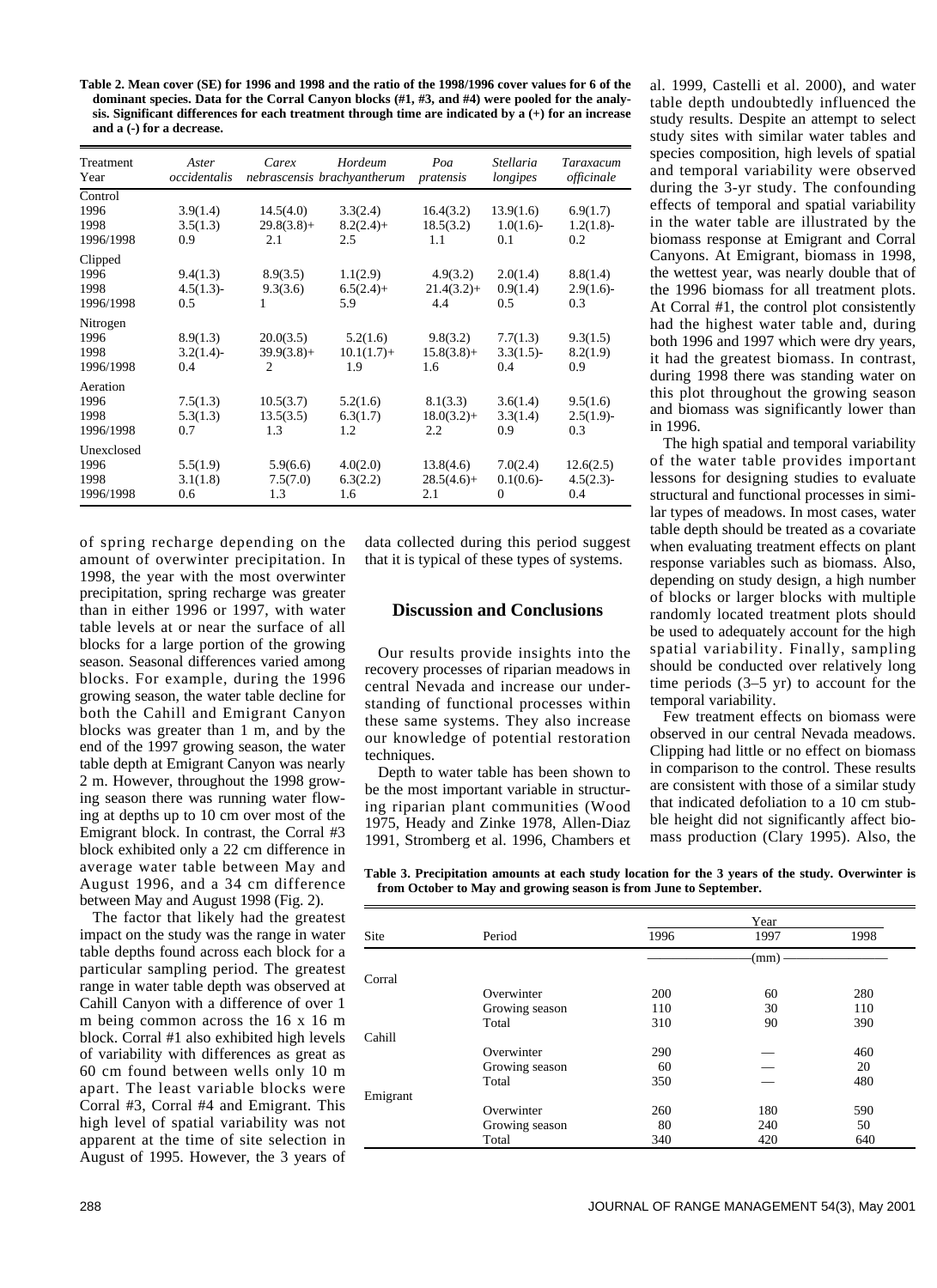**Table 2. Mean cover (SE) for 1996 and 1998 and the ratio of the 1998/1996 cover values for 6 of the dominant species. Data for the Corral Canyon blocks (#1, #3, and #4) were pooled for the analysis. Significant differences for each treatment through time are indicated by a (+) for an increase and a (-) for a decrease.**

| Treatment Year | *Aster occidentalis* | *Carex nebrascensis* | *Hordeum brachyantherum* | *Poa pratensis* | *Stellaria longipes* | *Taraxacum officinale* |
|---|---|---|---|---|---|---|
| Control | | | | | | |
| 1996 | 3.9(1.4) | 14.5(4.0) | 3.3(2.4) | 16.4(3.2) | 13.9(1.6) | 6.9(1.7) |
| 1998 | 3.5(1.3) | 29.8(3.8)+ | 8.2(2.4)+ | 18.5(3.2) | 1.0(1.6)- | 1.2(1.8)- |
| 1996/1998 | 0.9 | 2.1 | 2.5 | 1.1 | 0.1 | 0.2 |
| Clipped | | | | | | |
| 1996 | 9.4(1.3) | 8.9(3.5) | 1.1(2.9) | 4.9(3.2) | 2.0(1.4) | 8.8(1.4) |
| 1998 | 4.5(1.3)- | 9.3(3.6) | 6.5(2.4)+ | 21.4(3.2)+ | 0.9(1.4) | 2.9(1.6)- |
| 1996/1998 | 0.5 | 1 | 5.9 | 4.4 | 0.5 | 0.3 |
| Nitrogen | | | | | | |
| 1996 | 8.9(1.3) | 20.0(3.5) | 5.2(1.6) | 9.8(3.2) | 7.7(1.3) | 9.3(1.5) |
| 1998 | 3.2(1.4)- | 39.9(3.8)+ | 10.1(1.7)+ | 15.8(3.8)+ | 3.3(1.5)- | 8.2(1.9) |
| 1996/1998 | 0.4 | 2 | 1.9 | 1.6 | 0.4 | 0.9 |
| Aeration | | | | | | |
| 1996 | 7.5(1.3) | 10.5(3.7) | 5.2(1.6) | 8.1(3.3) | 3.6(1.4) | 9.5(1.6) |
| 1998 | 5.3(1.3) | 13.5(3.5) | 6.3(1.7) | 18.0(3.2)+ | 3.3(1.4) | 2.5(1.9)- |
| 1996/1998 | 0.7 | 1.3 | 1.2 | 2.2 | 0.9 | 0.3 |
| Unexclosed | | | | | | |
| 1996 | 5.5(1.9) | 5.9(6.6) | 4.0(2.0) | 13.8(4.6) | 7.0(2.4) | 12.6(2.5) |
| 1998 | 3.1(1.8) | 7.5(7.0) | 6.3(2.2) | 28.5(4.6)+ | 0.1(0.6)- | 4.5(2.3)- |
| 1996/1998 | 0.6 | 1.3 | 1.6 | 2.1 | 0 | 0.4 |

of spring recharge depending on the amount of overwinter precipitation. In 1998, the year with the most overwinter precipitation, spring recharge was greater than in either 1996 or 1997, with water table levels at or near the surface of all blocks for a large portion of the growing season. Seasonal differences varied among blocks. For example, during the 1996 growing season, the water table decline for both the Cahill and Emigrant Canyon blocks was greater than 1 m, and by the end of the 1997 growing season, the water table depth at Emigrant Canyon was nearly 2 m. However, throughout the 1998 growing season there was running water flowing at depths up to 10 cm over most of the Emigrant block. In contrast, the Corral #3 block exhibited only a 22 cm difference in average water table between May and August 1996, and a 34 cm difference between May and August 1998 (Fig. 2).

The factor that likely had the greatest impact on the study was the range in water table depths found across each block for a particular sampling period. The greatest range in water table depth was observed at Cahill Canyon with a difference of over 1 m being common across the 16 x 16 m block. Corral #1 also exhibited high levels of variability with differences as great as 60 cm found between wells only 10 m apart. The least variable blocks were Corral #3, Corral #4 and Emigrant. This high level of spatial variability was not apparent at the time of site selection in August of 1995. However, the 3 years of data collected during this period suggest that it is typical of these types of systems.

## Discussion and Conclusions

Our results provide insights into the recovery processes of riparian meadows in central Nevada and increase our understanding of functional processes within these same systems. They also increase our knowledge of potential restoration techniques.

Depth to water table has been shown to be the most important variable in structuring riparian plant communities (Wood 1975, Heady and Zinke 1978, Allen-Diaz 1991, Stromberg et al. 1996, Chambers et al. 1999, Castelli et al. 2000), and water table depth undoubtedly influenced the study results. Despite an attempt to select study sites with similar water tables and species composition, high levels of spatial and temporal variability were observed during the 3-yr study. The confounding effects of temporal and spatial variability in the water table are illustrated by the biomass response at Emigrant and Corral Canyons. At Emigrant, biomass in 1998, the wettest year, was nearly double that of the 1996 biomass for all treatment plots. At Corral #1, the control plot consistently had the highest water table and, during both 1996 and 1997 which were dry years, it had the greatest biomass. In contrast, during 1998 there was standing water on this plot throughout the growing season and biomass was significantly lower than in 1996.

The high spatial and temporal variability of the water table provides important lessons for designing studies to evaluate structural and functional processes in similar types of meadows. In most cases, water table depth should be treated as a covariate when evaluating treatment effects on plant response variables such as biomass. Also, depending on study design, a high number of blocks or larger blocks with multiple randomly located treatment plots should be used to adequately account for the high spatial variability. Finally, sampling should be conducted over relatively long time periods (3–5 yr) to account for the temporal variability.

Few treatment effects on biomass were observed in our central Nevada meadows. Clipping had little or no effect on biomass in comparison to the control. These results are consistent with those of a similar study that indicated defoliation to a 10 cm stubble height did not significantly affect biomass production (Clary 1995). Also, the

**Table 3. Precipitation amounts at each study location for the 3 years of the study. Overwinter is from October to May and growing season is from June to September.**

| Site | Period | 1996 | 1997 | 1998 |
|---|---|---|---|---|
| | | | (mm) | |
| Corral | | | | |
| | Overwinter | 200 | 60 | 280 |
| | Growing season | 110 | 30 | 110 |
| | Total | 310 | 90 | 390 |
| Cahill | | | | |
| | Overwinter | 290 | — | 460 |
| | Growing season | 60 | — | 20 |
| | Total | 350 | — | 480 |
| Emigrant | | | | |
| | Overwinter | 260 | 180 | 590 |
| | Growing season | 80 | 240 | 50 |
| | Total | 340 | 420 | 640 |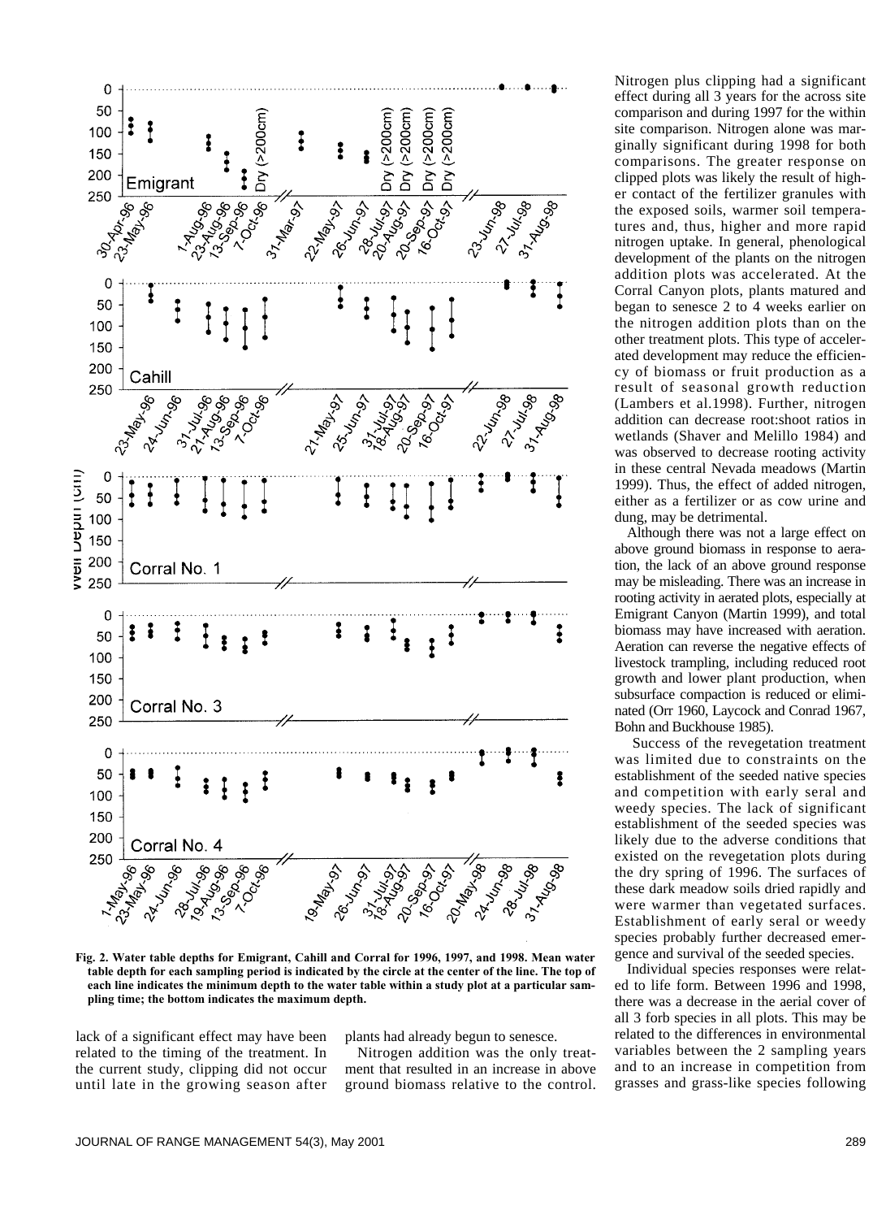Fig. 2. Water table depths for Emigrant, Cahill and Corral for 1996, 1997, and 1998. Mean water table depth for each sampling period is indicated by the circle at the center of the line. The top of each line indicates the minimum depth to the water table within a study plot at a particular sampling time; the bottom indicates the maximum depth.

lack of a significant effect may have been related to the timing of the treatment. In the current study, clipping did not occur until late in the growing season after plants had already begun to senesce.

Nitrogen addition was the only treatment that resulted in an increase in above ground biomass relative to the control. Nitrogen plus clipping had a significant effect during all 3 years for the across site comparison and during 1997 for the within site comparison. Nitrogen alone was marginally significant during 1998 for both comparisons. The greater response on clipped plots was likely the result of higher contact of the fertilizer granules with the exposed soils, warmer soil temperatures and, thus, higher and more rapid nitrogen uptake. In general, phenological development of the plants on the nitrogen addition plots was accelerated. At the Corral Canyon plots, plants matured and began to senesce 2 to 4 weeks earlier on the nitrogen addition plots than on the other treatment plots. This type of accelerated development may reduce the efficiency of biomass or fruit production as a result of seasonal growth reduction (Lambers et al.1998). Further, nitrogen addition can decrease root:shoot ratios in wetlands (Shaver and Melillo 1984) and was observed to decrease rooting activity in these central Nevada meadows (Martin 1999). Thus, the effect of added nitrogen, either as a fertilizer or as cow urine and dung, may be detrimental.

Although there was not a large effect on above ground biomass in response to aeration, the lack of an above ground response may be misleading. There was an increase in rooting activity in aerated plots, especially at Emigrant Canyon (Martin 1999), and total biomass may have increased with aeration. Aeration can reverse the negative effects of livestock trampling, including reduced root growth and lower plant production, when subsurface compaction is reduced or eliminated (Orr 1960, Laycock and Conrad 1967, Bohn and Buckhouse 1985).

Success of the revegetation treatment was limited due to constraints on the establishment of the seeded native species and competition with early seral and weedy species. The lack of significant establishment of the seeded species was likely due to the adverse conditions that existed on the revegetation plots during the dry spring of 1996. The surfaces of these dark meadow soils dried rapidly and were warmer than vegetated surfaces. Establishment of early seral or weedy species probably further decreased emergence and survival of the seeded species.

Individual species responses were related to life form. Between 1996 and 1998, there was a decrease in the aerial cover of all 3 forb species in all plots. This may be related to the differences in environmental variables between the 2 sampling years and to an increase in competition from grasses and grass-like species following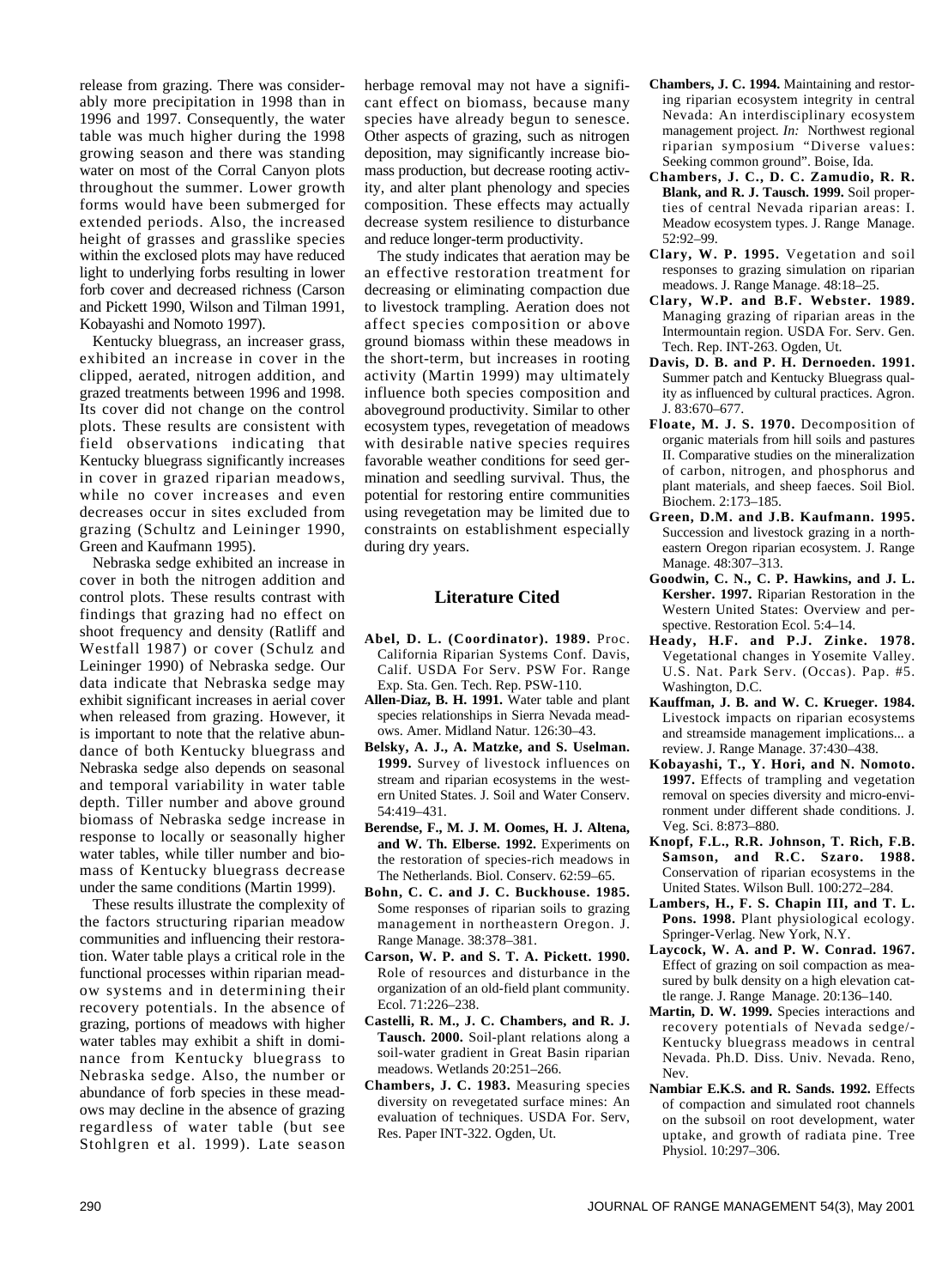release from grazing. There was considerably more precipitation in 1998 than in 1996 and 1997. Consequently, the water table was much higher during the 1998 growing season and there was standing water on most of the Corral Canyon plots throughout the summer. Lower growth forms would have been submerged for extended periods. Also, the increased height of grasses and grasslike species within the exclosed plots may have reduced light to underlying forbs resulting in lower forb cover and decreased richness (Carson and Pickett 1990, Wilson and Tilman 1991, Kobayashi and Nomoto 1997).

Kentucky bluegrass, an increaser grass, exhibited an increase in cover in the clipped, aerated, nitrogen addition, and grazed treatments between 1996 and 1998. Its cover did not change on the control plots. These results are consistent with field observations indicating that Kentucky bluegrass significantly increases in cover in grazed riparian meadows, while no cover increases and even decreases occur in sites excluded from grazing (Schultz and Leininger 1990, Green and Kaufmann 1995).

Nebraska sedge exhibited an increase in cover in both the nitrogen addition and control plots. These results contrast with findings that grazing had no effect on shoot frequency and density (Ratliff and Westfall 1987) or cover (Schulz and Leininger 1990) of Nebraska sedge. Our data indicate that Nebraska sedge may exhibit significant increases in aerial cover when released from grazing. However, it is important to note that the relative abundance of both Kentucky bluegrass and Nebraska sedge also depends on seasonal and temporal variability in water table depth. Tiller number and above ground biomass of Nebraska sedge increase in response to locally or seasonally higher water tables, while tiller number and biomass of Kentucky bluegrass decrease under the same conditions (Martin 1999).

These results illustrate the complexity of the factors structuring riparian meadow communities and influencing their restoration. Water table plays a critical role in the functional processes within riparian meadow systems and in determining their recovery potentials. In the absence of grazing, portions of meadows with higher water tables may exhibit a shift in dominance from Kentucky bluegrass to Nebraska sedge. Also, the number or abundance of forb species in these meadows may decline in the absence of grazing regardless of water table (but see Stohlgren et al. 1999). Late season herbage removal may not have a significant effect on biomass, because many species have already begun to senesce. Other aspects of grazing, such as nitrogen deposition, may significantly increase biomass production, but decrease rooting activity, and alter plant phenology and species composition. These effects may actually decrease system resilience to disturbance and reduce longer-term productivity.

The study indicates that aeration may be an effective restoration treatment for decreasing or eliminating compaction due to livestock trampling. Aeration does not affect species composition or above ground biomass within these meadows in the short-term, but increases in rooting activity (Martin 1999) may ultimately influence both species composition and aboveground productivity. Similar to other ecosystem types, revegetation of meadows with desirable native species requires favorable weather conditions for seed germination and seedling survival. Thus, the potential for restoring entire communities using revegetation may be limited due to constraints on establishment especially during dry years.

## Literature Cited

**Abel, D. L. (Coordinator). 1989.** Proc. California Riparian Systems Conf. Davis, Calif. USDA For Serv. PSW For. Range Exp. Sta. Gen. Tech. Rep. PSW-110.

**Allen-Diaz, B. H. 1991.** Water table and plant species relationships in Sierra Nevada meadows. Amer. Midland Natur. 126:30–43.

**Belsky, A. J., A. Matzke, and S. Uselman. 1999.** Survey of livestock influences on stream and riparian ecosystems in the western United States. J. Soil and Water Conserv. 54:419–431.

**Berendse, F., M. J. M. Oomes, H. J. Altena, and W. Th. Elberse. 1992.** Experiments on the restoration of species-rich meadows in The Netherlands. Biol. Conserv. 62:59–65.

**Bohn, C. C. and J. C. Buckhouse. 1985.** Some responses of riparian soils to grazing management in northeastern Oregon. J. Range Manage. 38:378–381.

**Carson, W. P. and S. T. A. Pickett. 1990.** Role of resources and disturbance in the organization of an old-field plant community. Ecol. 71:226–238.

**Castelli, R. M., J. C. Chambers, and R. J. Tausch. 2000.** Soil-plant relations along a soil-water gradient in Great Basin riparian meadows. Wetlands 20:251–266.

**Chambers, J. C. 1983.** Measuring species diversity on revegetated surface mines: An evaluation of techniques. USDA For. Serv, Res. Paper INT-322. Ogden, Ut.

**Chambers, J. C. 1994.** Maintaining and restoring riparian ecosystem integrity in central Nevada: An interdisciplinary ecosystem management project. *In:* Northwest regional riparian symposium "Diverse values: Seeking common ground". Boise, Ida.

**Chambers, J. C., D. C. Zamudio, R. R. Blank, and R. J. Tausch. 1999.** Soil properties of central Nevada riparian areas: I. Meadow ecosystem types. J. Range Manage. 52:92–99.

**Clary, W. P. 1995.** Vegetation and soil responses to grazing simulation on riparian meadows. J. Range Manage. 48:18–25.

**Clary, W.P. and B.F. Webster. 1989.** Managing grazing of riparian areas in the Intermountain region. USDA For. Serv. Gen. Tech. Rep. INT-263. Ogden, Ut.

**Davis, D. B. and P. H. Dernoeden. 1991.** Summer patch and Kentucky Bluegrass quality as influenced by cultural practices. Agron. J. 83:670–677.

**Floate, M. J. S. 1970.** Decomposition of organic materials from hill soils and pastures II. Comparative studies on the mineralization of carbon, nitrogen, and phosphorus and plant materials, and sheep faeces. Soil Biol. Biochem. 2:173–185.

**Green, D.M. and J.B. Kaufmann. 1995.** Succession and livestock grazing in a northeastern Oregon riparian ecosystem. J. Range Manage. 48:307–313.

**Goodwin, C. N., C. P. Hawkins, and J. L. Kersher. 1997.** Riparian Restoration in the Western United States: Overview and perspective. Restoration Ecol. 5:4–14.

**Heady, H.F. and P.J. Zinke. 1978.** Vegetational changes in Yosemite Valley. U.S. Nat. Park Serv. (Occas). Pap. #5. Washington, D.C.

**Kauffman, J. B. and W. C. Krueger. 1984.** Livestock impacts on riparian ecosystems and streamside management implications... a review. J. Range Manage. 37:430–438.

**Kobayashi, T., Y. Hori, and N. Nomoto. 1997.** Effects of trampling and vegetation removal on species diversity and micro-environment under different shade conditions. J. Veg. Sci. 8:873–880.

**Knopf, F.L., R.R. Johnson, T. Rich, F.B. Samson, and R.C. Szaro. 1988.** Conservation of riparian ecosystems in the United States. Wilson Bull. 100:272–284.

**Lambers, H., F. S. Chapin III, and T. L. Pons. 1998.** Plant physiological ecology. Springer-Verlag. New York, N.Y.

**Laycock, W. A. and P. W. Conrad. 1967.** Effect of grazing on soil compaction as measured by bulk density on a high elevation cattle range. J. Range Manage. 20:136–140.

**Martin, D. W. 1999.** Species interactions and recovery potentials of Nevada sedge/-Kentucky bluegrass meadows in central Nevada. Ph.D. Diss. Univ. Nevada. Reno, Nev.

**Nambiar E.K.S. and R. Sands. 1992.** Effects of compaction and simulated root channels on the subsoil on root development, water uptake, and growth of radiata pine. Tree Physiol. 10:297–306.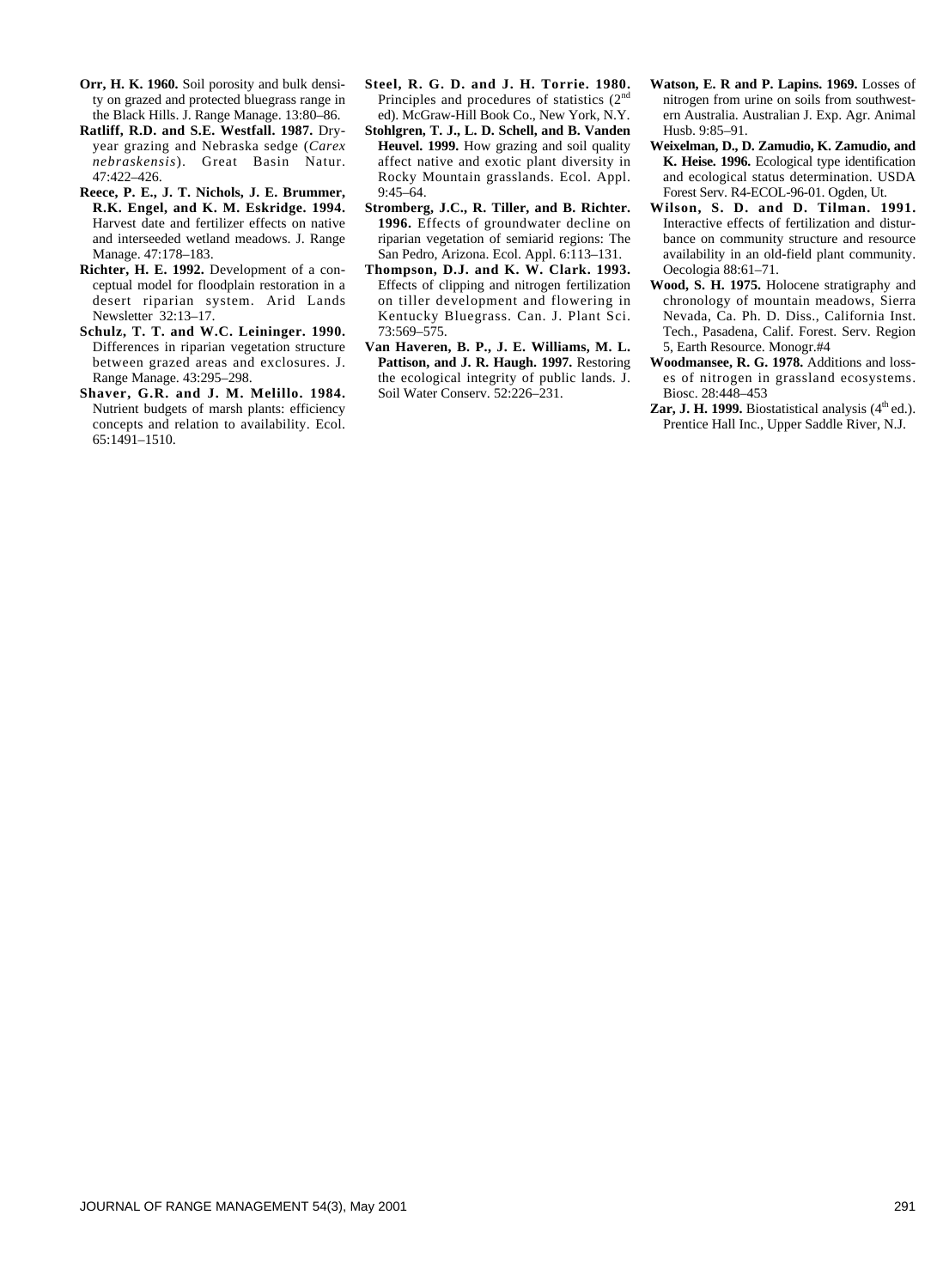**Orr, H. K. 1960.** Soil porosity and bulk density on grazed and protected bluegrass range in the Black Hills. J. Range Manage. 13:80–86.

**Ratliff, R.D. and S.E. Westfall. 1987.** Dry-year grazing and Nebraska sedge (*Carex nebraskensis*). Great Basin Natur. 47:422–426.

**Reece, P. E., J. T. Nichols, J. E. Brummer, R.K. Engel, and K. M. Eskridge. 1994.** Harvest date and fertilizer effects on native and interseeded wetland meadows. J. Range Manage. 47:178–183.

**Richter, H. E. 1992.** Development of a conceptual model for floodplain restoration in a desert riparian system. Arid Lands Newsletter 32:13–17.

**Schulz, T. T. and W.C. Leininger. 1990.** Differences in riparian vegetation structure between grazed areas and exclosures. J. Range Manage. 43:295–298.

**Shaver, G.R. and J. M. Melillo. 1984.** Nutrient budgets of marsh plants: efficiency concepts and relation to availability. Ecol. 65:1491–1510.

**Steel, R. G. D. and J. H. Torrie. 1980.** Principles and procedures of statistics (2nd ed). McGraw-Hill Book Co., New York, N.Y.

**Stohlgren, T. J., L. D. Schell, and B. Vanden Heuvel. 1999.** How grazing and soil quality affect native and exotic plant diversity in Rocky Mountain grasslands. Ecol. Appl. 9:45–64.

**Stromberg, J.C., R. Tiller, and B. Richter. 1996.** Effects of groundwater decline on riparian vegetation of semiarid regions: The San Pedro, Arizona. Ecol. Appl. 6:113–131.

**Thompson, D.J. and K. W. Clark. 1993.** Effects of clipping and nitrogen fertilization on tiller development and flowering in Kentucky Bluegrass. Can. J. Plant Sci. 73:569–575.

**Van Haveren, B. P., J. E. Williams, M. L. Pattison, and J. R. Haugh. 1997.** Restoring the ecological integrity of public lands. J. Soil Water Conserv. 52:226–231.

**Watson, E. R and P. Lapins. 1969.** Losses of nitrogen from urine on soils from southwestern Australia. Australian J. Exp. Agr. Animal Husb. 9:85–91.

**Weixelman, D., D. Zamudio, K. Zamudio, and K. Heise. 1996.** Ecological type identification and ecological status determination. USDA Forest Serv. R4-ECOL-96-01. Ogden, Ut.

**Wilson, S. D. and D. Tilman. 1991.** Interactive effects of fertilization and disturbance on community structure and resource availability in an old-field plant community. Oecologia 88:61–71.

**Wood, S. H. 1975.** Holocene stratigraphy and chronology of mountain meadows, Sierra Nevada, Ca. Ph. D. Diss., California Inst. Tech., Pasadena, Calif. Forest. Serv. Region 5, Earth Resource. Monogr.#4

**Woodmansee, R. G. 1978.** Additions and losses of nitrogen in grassland ecosystems. Biosc. 28:448–453

**Zar, J. H. 1999.** Biostatistical analysis (4th ed.). Prentice Hall Inc., Upper Saddle River, N.J.